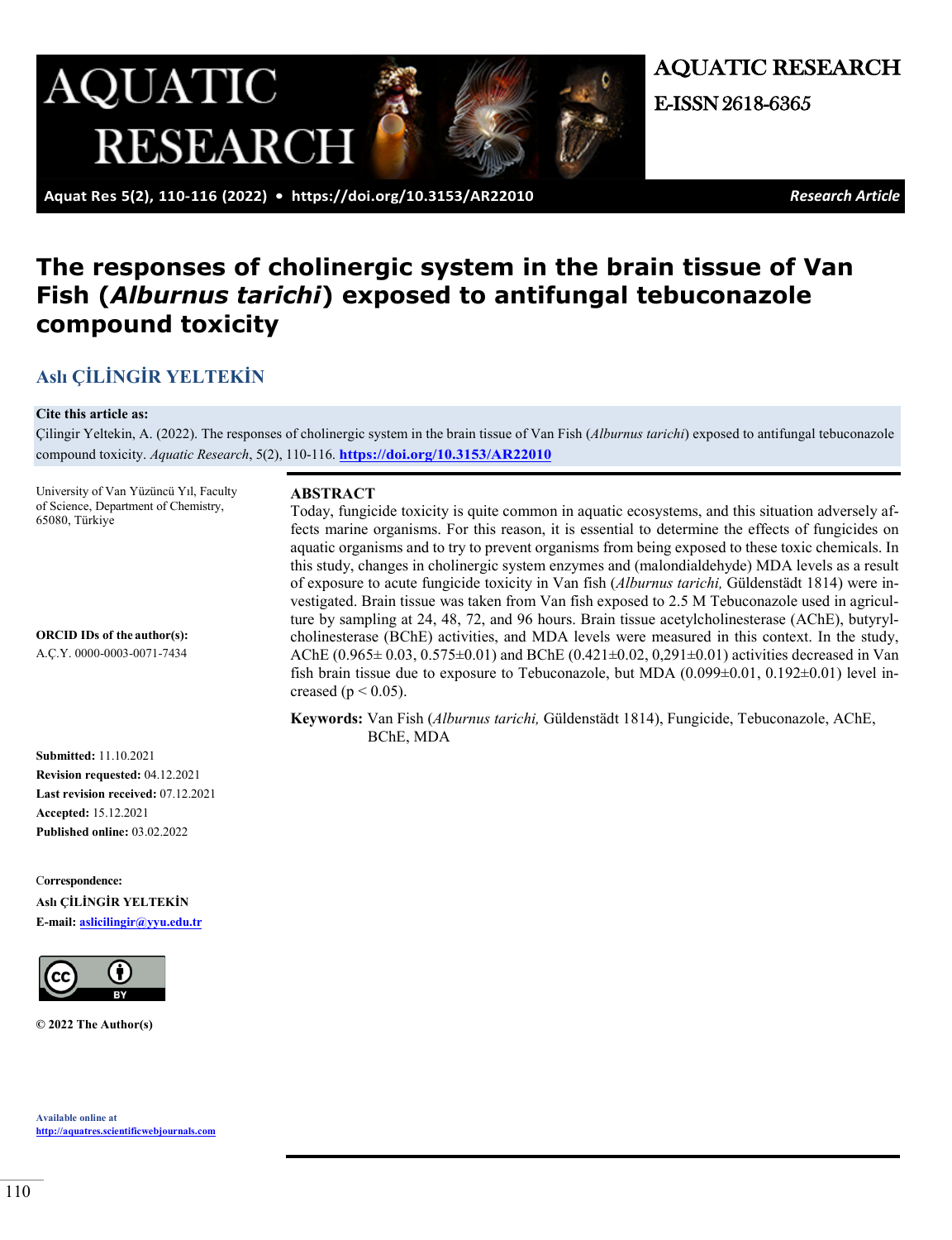# The responses of cholinergic system in the brain tissue of Van Fish (*Alburnus tarichi*) exposed to antifungal tebuconazole compound toxicity

**Aslı ÇİLİNGİR YELTEKİN**

**Cite this article as:**

Çilingir Yeltekin, A. (2022). The responses of cholinergic system in the brain tissue of Van Fish (*Alburnus tarichi*) exposed to antifungal tebuconazole compound toxicity. *Aquatic Research*, 5(2), 110-116. **https://doi.org/10.3153/AR22010**

University of Van Yüzüncü Yıl, Faculty of Science, Department of Chemistry, 65080, Türkiye

**ORCID IDs of the author(s):**

A.Ç.Y. 0000-0003-0071-7434

**Submitted:** 11.10.2021
**Revision requested:** 04.12.2021
**Last revision received:** 07.12.2021
**Accepted:** 15.12.2021
**Published online:** 03.02.2022

**Correspondence:**
**Aslı ÇİLİNGİR YELTEKİN**
**E-mail:** aslicilingir@yyu.edu.tr

**© 2022 The Author(s)**

**Available online at**
**http://aquatres.scientificwebjournals.com**

## ABSTRACT

Today, fungicide toxicity is quite common in aquatic ecosystems, and this situation adversely affects marine organisms. For this reason, it is essential to determine the effects of fungicides on aquatic organisms and to try to prevent organisms from being exposed to these toxic chemicals. In this study, changes in cholinergic system enzymes and (malondialdehyde) MDA levels as a result of exposure to acute fungicide toxicity in Van fish (*Alburnus tarichi,* Güldenstädt 1814) were investigated. Brain tissue was taken from Van fish exposed to 2.5 M Tebuconazole used in agriculture by sampling at 24, 48, 72, and 96 hours. Brain tissue acetylcholinesterase (AChE), butyrylcholinesterase (BChE) activities, and MDA levels were measured in this context. In the study, AChE (0.965± 0.03, 0.575±0.01) and BChE (0.421±0.02, 0,291±0.01) activities decreased in Van fish brain tissue due to exposure to Tebuconazole, but MDA (0.099±0.01, 0.192±0.01) level increased ($p < 0.05$).

**Keywords:** Van Fish (*Alburnus tarichi,* Güldenstädt 1814), Fungicide, Tebuconazole, AChE, BChE, MDA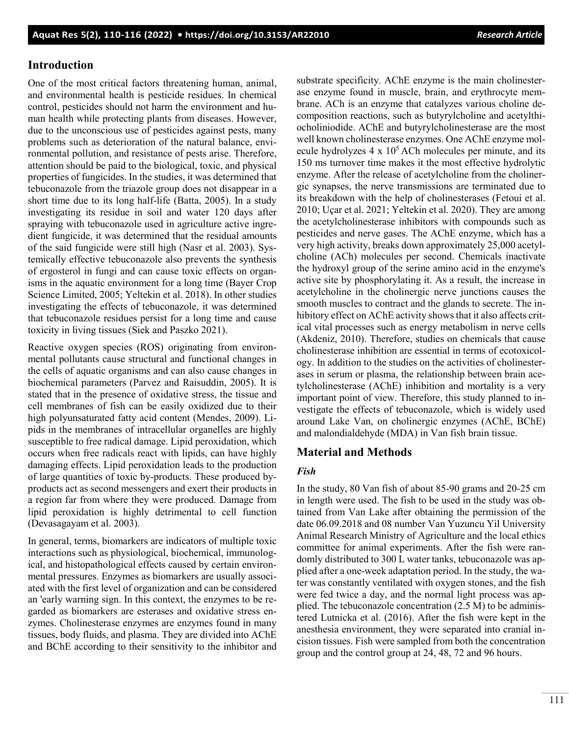## Introduction

One of the most critical factors threatening human, animal, and environmental health is pesticide residues. In chemical control, pesticides should not harm the environment and human health while protecting plants from diseases. However, due to the unconscious use of pesticides against pests, many problems such as deterioration of the natural balance, environmental pollution, and resistance of pests arise. Therefore, attention should be paid to the biological, toxic, and physical properties of fungicides. In the studies, it was determined that tebuconazole from the triazole group does not disappear in a short time due to its long half-life (Batta, 2005). In a study investigating its residue in soil and water 120 days after spraying with tebuconazole used in agriculture active ingredient fungicide, it was determined that the residual amounts of the said fungicide were still high (Nasr et al. 2003). Systemically effective tebuconazole also prevents the synthesis of ergosterol in fungi and can cause toxic effects on organisms in the aquatic environment for a long time (Bayer Crop Science Limited, 2005; Yeltekin et al. 2018). In other studies investigating the effects of tebuconazole, it was determined that tebuconazole residues persist for a long time and cause toxicity in living tissues (Siek and Paszko 2021).

Reactive oxygen species (ROS) originating from environmental pollutants cause structural and functional changes in the cells of aquatic organisms and can also cause changes in biochemical parameters (Parvez and Raisuddin, 2005). It is stated that in the presence of oxidative stress, the tissue and cell membranes of fish can be easily oxidized due to their high polyunsaturated fatty acid content (Mendes, 2009). Lipids in the membranes of intracellular organelles are highly susceptible to free radical damage. Lipid peroxidation, which occurs when free radicals react with lipids, can have highly damaging effects. Lipid peroxidation leads to the production of large quantities of toxic by-products. These produced by-products act as second messengers and exert their products in a region far from where they were produced. Damage from lipid peroxidation is highly detrimental to cell function (Devasagayam et al. 2003).

In general, terms, biomarkers are indicators of multiple toxic interactions such as physiological, biochemical, immunological, and histopathological effects caused by certain environmental pressures. Enzymes as biomarkers are usually associated with the first level of organization and can be considered an 'early warning sign. In this context, the enzymes to be regarded as biomarkers are esterases and oxidative stress enzymes. Cholinesterase enzymes are enzymes found in many tissues, body fluids, and plasma. They are divided into AChE and BChE according to their sensitivity to the inhibitor and substrate specificity. AChE enzyme is the main cholinesterase enzyme found in muscle, brain, and erythrocyte membrane. ACh is an enzyme that catalyzes various choline decomposition reactions, such as butyrylcholine and acetylthiocholiniodide. AChE and butyrylcholinesterase are the most well known cholinesterase enzymes. One AChE enzyme molecule hydrolyzes $4 \times 10^5$ ACh molecules per minute, and its 150 ms turnover time makes it the most effective hydrolytic enzyme. After the release of acetylcholine from the cholinergic synapses, the nerve transmissions are terminated due to its breakdown with the help of cholinesterases (Fetoui et al. 2010; Uçar et al. 2021; Yeltekin et al. 2020). They are among the acetylcholinesterase inhibitors with compounds such as pesticides and nerve gases. The AChE enzyme, which has a very high activity, breaks down approximately 25,000 acetylcholine (ACh) molecules per second. Chemicals inactivate the hydroxyl group of the serine amino acid in the enzyme's active site by phosphorylating it. As a result, the increase in acetylcholine in the cholinergic nerve junctions causes the smooth muscles to contract and the glands to secrete. The inhibitory effect on AChE activity shows that it also affects critical vital processes such as energy metabolism in nerve cells (Akdeniz, 2010). Therefore, studies on chemicals that cause cholinesterase inhibition are essential in terms of ecotoxicology. In addition to the studies on the activities of cholinesterases in serum or plasma, the relationship between brain acetylcholinesterase (AChE) inhibition and mortality is a very important point of view. Therefore, this study planned to investigate the effects of tebuconazole, which is widely used around Lake Van, on cholinergic enzymes (AChE, BChE) and malondialdehyde (MDA) in Van fish brain tissue.

## Material and Methods

### *Fish*

In the study, 80 Van fish of about 85-90 grams and 20-25 cm in length were used. The fish to be used in the study was obtained from Van Lake after obtaining the permission of the date 06.09.2018 and 08 number Van Yuzuncu Yil University Animal Research Ministry of Agriculture and the local ethics committee for animal experiments. After the fish were randomly distributed to 300 L water tanks, tebuconazole was applied after a one-week adaptation period. In the study, the water was constantly ventilated with oxygen stones, and the fish were fed twice a day, and the normal light process was applied. The tebuconazole concentration (2.5 M) to be administered Lutnicka et al. (2016). After the fish were kept in the anesthesia environment, they were separated into cranial incision tissues. Fish were sampled from both the concentration group and the control group at 24, 48, 72 and 96 hours.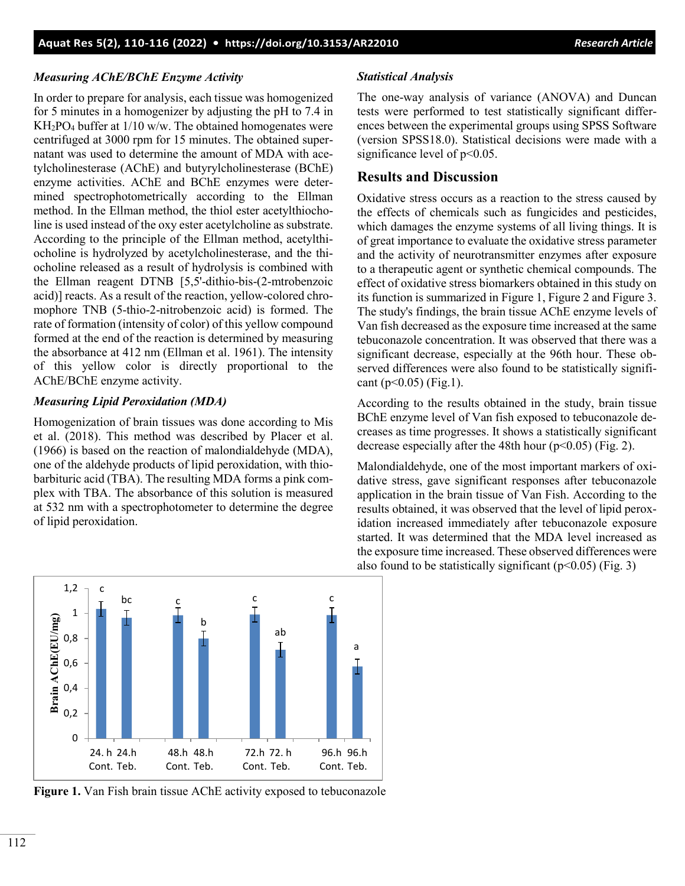### *Measuring AChE/BChE Enzyme Activity*

In order to prepare for analysis, each tissue was homogenized for 5 minutes in a homogenizer by adjusting the pH to 7.4 in $KH_2PO_4$ buffer at 1/10 w/w. The obtained homogenates were centrifuged at 3000 rpm for 15 minutes. The obtained supernatant was used to determine the amount of MDA with acetylcholinesterase (AChE) and butyrylcholinesterase (BChE) enzyme activities. AChE and BChE enzymes were determined spectrophotometrically according to the Ellman method. In the Ellman method, the thiol ester acetylthiocholine is used instead of the oxy ester acetylcholine as substrate. According to the principle of the Ellman method, acetylthiocholine is hydrolyzed by acetylcholinesterase, and the thiocholine released as a result of hydrolysis is combined with the Ellman reagent DTNB [5,5'-dithio-bis-(2-mtrobenzoic acid)] reacts. As a result of the reaction, yellow-colored chromophore TNB (5-thio-2-nitrobenzoic acid) is formed. The rate of formation (intensity of color) of this yellow compound formed at the end of the reaction is determined by measuring the absorbance at 412 nm (Ellman et al. 1961). The intensity of this yellow color is directly proportional to the AChE/BChE enzyme activity.

### *Measuring Lipid Peroxidation (MDA)*

Homogenization of brain tissues was done according to Mis et al. (2018). This method was described by Placer et al. (1966) is based on the reaction of malondialdehyde (MDA), one of the aldehyde products of lipid peroxidation, with thiobarbituric acid (TBA). The resulting MDA forms a pink complex with TBA. The absorbance of this solution is measured at 532 nm with a spectrophotometer to determine the degree of lipid peroxidation.

Figure 1. Van Fish brain tissue AChE activity exposed to tebuconazole

### *Statistical Analysis*

The one-way analysis of variance (ANOVA) and Duncan tests were performed to test statistically significant differences between the experimental groups using SPSS Software (version SPSS18.0). Statistical decisions were made with a significance level of $p<0.05$.

## Results and Discussion

Oxidative stress occurs as a reaction to the stress caused by the effects of chemicals such as fungicides and pesticides, which damages the enzyme systems of all living things. It is of great importance to evaluate the oxidative stress parameter and the activity of neurotransmitter enzymes after exposure to a therapeutic agent or synthetic chemical compounds. The effect of oxidative stress biomarkers obtained in this study on its function is summarized in Figure 1, Figure 2 and Figure 3. The study's findings, the brain tissue AChE enzyme levels of Van fish decreased as the exposure time increased at the same tebuconazole concentration. It was observed that there was a significant decrease, especially at the 96th hour. These observed differences were also found to be statistically significant ($p<0.05$) (Fig.1).

According to the results obtained in the study, brain tissue BChE enzyme level of Van fish exposed to tebuconazole decreases as time progresses. It shows a statistically significant decrease especially after the 48th hour ($p<0.05$) (Fig. 2).

Malondialdehyde, one of the most important markers of oxidative stress, gave significant responses after tebuconazole application in the brain tissue of Van Fish. According to the results obtained, it was observed that the level of lipid peroxidation increased immediately after tebuconazole exposure started. It was determined that the MDA level increased as the exposure time increased. These observed differences were also found to be statistically significant ($p<0.05$) (Fig. 3)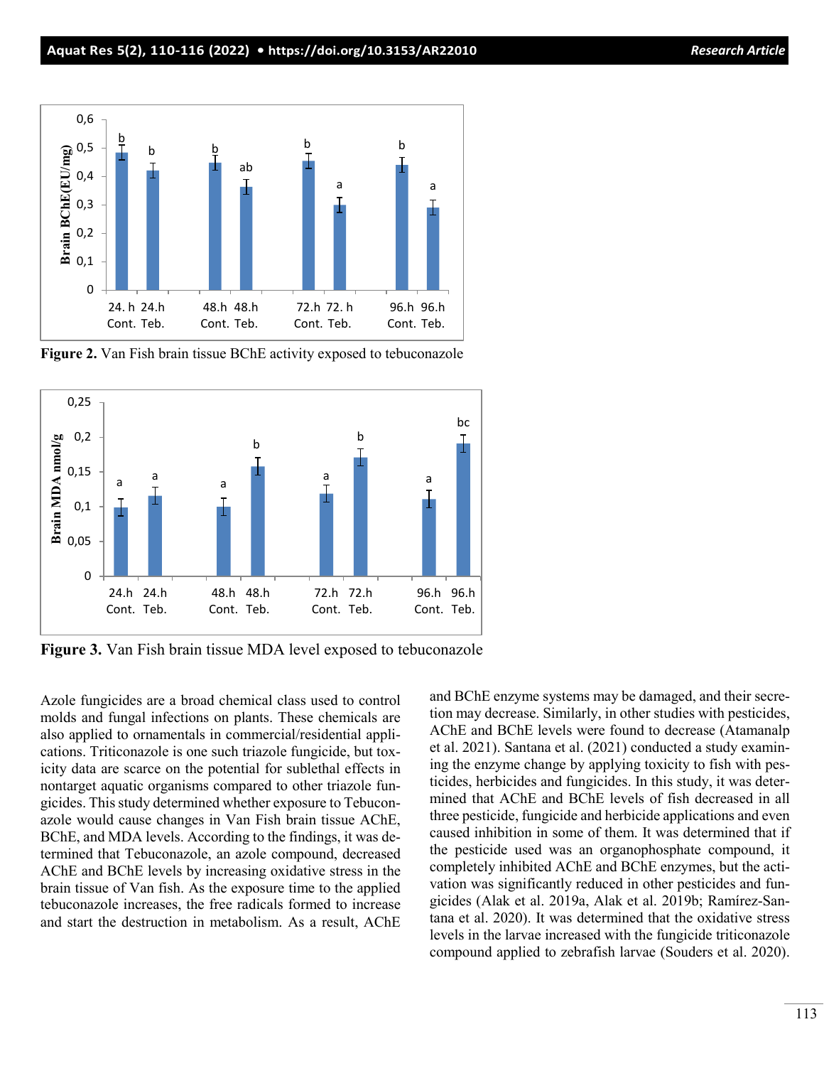Figure 2. Van Fish brain tissue BChE activity exposed to tebuconazole

Figure 3. Van Fish brain tissue MDA level exposed to tebuconazole

Azole fungicides are a broad chemical class used to control molds and fungal infections on plants. These chemicals are also applied to ornamentals in commercial/residential applications. Triticonazole is one such triazole fungicide, but toxicity data are scarce on the potential for sublethal effects in nontarget aquatic organisms compared to other triazole fungicides. This study determined whether exposure to Tebuconazole would cause changes in Van Fish brain tissue AChE, BChE, and MDA levels. According to the findings, it was determined that Tebuconazole, an azole compound, decreased AChE and BChE levels by increasing oxidative stress in the brain tissue of Van fish. As the exposure time to the applied tebuconazole increases, the free radicals formed to increase and start the destruction in metabolism. As a result, AChE and BChE enzyme systems may be damaged, and their secretion may decrease. Similarly, in other studies with pesticides, AChE and BChE levels were found to decrease (Atamanalp et al. 2021). Santana et al. (2021) conducted a study examining the enzyme change by applying toxicity to fish with pesticides, herbicides and fungicides. In this study, it was determined that AChE and BChE levels of fish decreased in all three pesticide, fungicide and herbicide applications and even caused inhibition in some of them. It was determined that if the pesticide used was an organophosphate compound, it completely inhibited AChE and BChE enzymes, but the activation was significantly reduced in other pesticides and fungicides (Alak et al. 2019a, Alak et al. 2019b; Ramírez-Santana et al. 2020). It was determined that the oxidative stress levels in the larvae increased with the fungicide triticonazole compound applied to zebrafish larvae (Souders et al. 2020).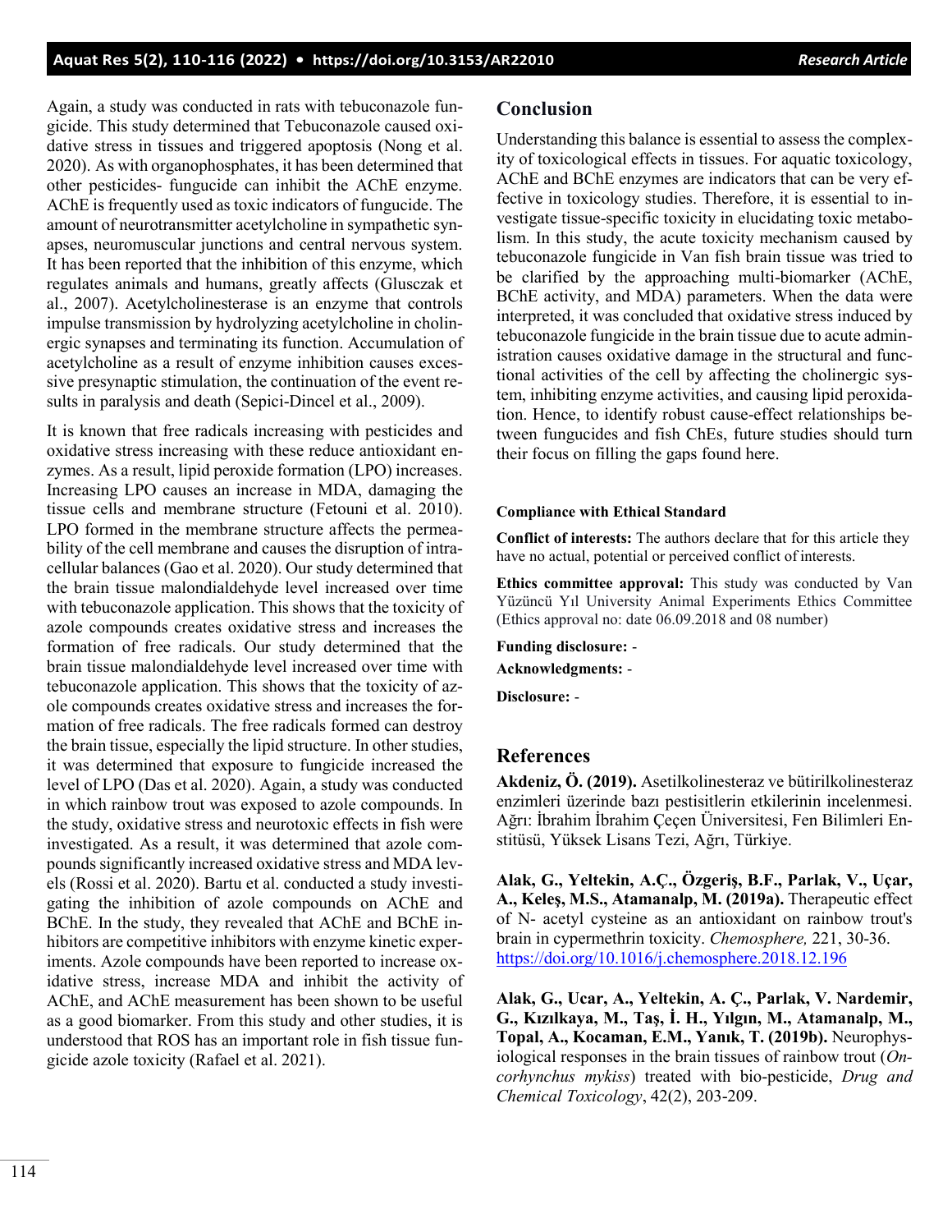Again, a study was conducted in rats with tebuconazole fungicide. This study determined that Tebuconazole caused oxidative stress in tissues and triggered apoptosis (Nong et al. 2020). As with organophosphates, it has been determined that other pesticides- fungucide can inhibit the AChE enzyme. AChE is frequently used as toxic indicators of fungucide. The amount of neurotransmitter acetylcholine in sympathetic synapses, neuromuscular junctions and central nervous system. It has been reported that the inhibition of this enzyme, which regulates animals and humans, greatly affects (Glusczak et al., 2007). Acetylcholinesterase is an enzyme that controls impulse transmission by hydrolyzing acetylcholine in cholinergic synapses and terminating its function. Accumulation of acetylcholine as a result of enzyme inhibition causes excessive presynaptic stimulation, the continuation of the event results in paralysis and death (Sepici-Dincel et al., 2009).

It is known that free radicals increasing with pesticides and oxidative stress increasing with these reduce antioxidant enzymes. As a result, lipid peroxide formation (LPO) increases. Increasing LPO causes an increase in MDA, damaging the tissue cells and membrane structure (Fetouni et al. 2010). LPO formed in the membrane structure affects the permeability of the cell membrane and causes the disruption of intracellular balances (Gao et al. 2020). Our study determined that the brain tissue malondialdehyde level increased over time with tebuconazole application. This shows that the toxicity of azole compounds creates oxidative stress and increases the formation of free radicals. Our study determined that the brain tissue malondialdehyde level increased over time with tebuconazole application. This shows that the toxicity of azole compounds creates oxidative stress and increases the formation of free radicals. The free radicals formed can destroy the brain tissue, especially the lipid structure. In other studies, it was determined that exposure to fungicide increased the level of LPO (Das et al. 2020). Again, a study was conducted in which rainbow trout was exposed to azole compounds. In the study, oxidative stress and neurotoxic effects in fish were investigated. As a result, it was determined that azole compounds significantly increased oxidative stress and MDA levels (Rossi et al. 2020). Bartu et al. conducted a study investigating the inhibition of azole compounds on AChE and BChE. In the study, they revealed that AChE and BChE inhibitors are competitive inhibitors with enzyme kinetic experiments. Azole compounds have been reported to increase oxidative stress, increase MDA and inhibit the activity of AChE, and AChE measurement has been shown to be useful as a good biomarker. From this study and other studies, it is understood that ROS has an important role in fish tissue fungicide azole toxicity (Rafael et al. 2021).

## Conclusion

Understanding this balance is essential to assess the complexity of toxicological effects in tissues. For aquatic toxicology, AChE and BChE enzymes are indicators that can be very effective in toxicology studies. Therefore, it is essential to investigate tissue-specific toxicity in elucidating toxic metabolism. In this study, the acute toxicity mechanism caused by tebuconazole fungicide in Van fish brain tissue was tried to be clarified by the approaching multi-biomarker (AChE, BChE activity, and MDA) parameters. When the data were interpreted, it was concluded that oxidative stress induced by tebuconazole fungicide in the brain tissue due to acute administration causes oxidative damage in the structural and functional activities of the cell by affecting the cholinergic system, inhibiting enzyme activities, and causing lipid peroxidation. Hence, to identify robust cause-effect relationships between fungicides and fish ChEs, future studies should turn their focus on filling the gaps found here.

**Compliance with Ethical Standard**

**Conflict of interests:** The authors declare that for this article they have no actual, potential or perceived conflict of interests.

**Ethics committee approval:** This study was conducted by Van Yüzüncü Yıl University Animal Experiments Ethics Committee (Ethics approval no: date 06.09.2018 and 08 number)

**Funding disclosure:** -

**Acknowledgments:** -

**Disclosure:** -

## References

**Akdeniz, Ö. (2019).** Asetilkolinesteraz ve bütirilkolinesteraz enzimleri üzerinde bazı pestisitlerin etkilerinin incelenmesi. Ağrı: İbrahim İbrahim Çeçen Üniversitesi, Fen Bilimleri Enstitüsü, Yüksek Lisans Tezi, Ağrı, Türkiye.

**Alak, G., Yeltekin, A.Ç., Özgeriş, B.F., Parlak, V., Uçar, A., Keleş, M.S., Atamanalp, M. (2019a).** Therapeutic effect of N- acetyl cysteine as an antioxidant on rainbow trout's brain in cypermethrin toxicity. *Chemosphere,* 221, 30-36. https://doi.org/10.1016/j.chemosphere.2018.12.196

**Alak, G., Ucar, A., Yeltekin, A. Ç., Parlak, V. Nardemir, G., Kızılkaya, M., Taş, İ. H., Yılgın, M., Atamanalp, M., Topal, A., Kocaman, E.M., Yanık, T. (2019b).** Neurophysiological responses in the brain tissues of rainbow trout (*Oncorhynchus mykiss*) treated with bio-pesticide, *Drug and Chemical Toxicology*, 42(2), 203-209.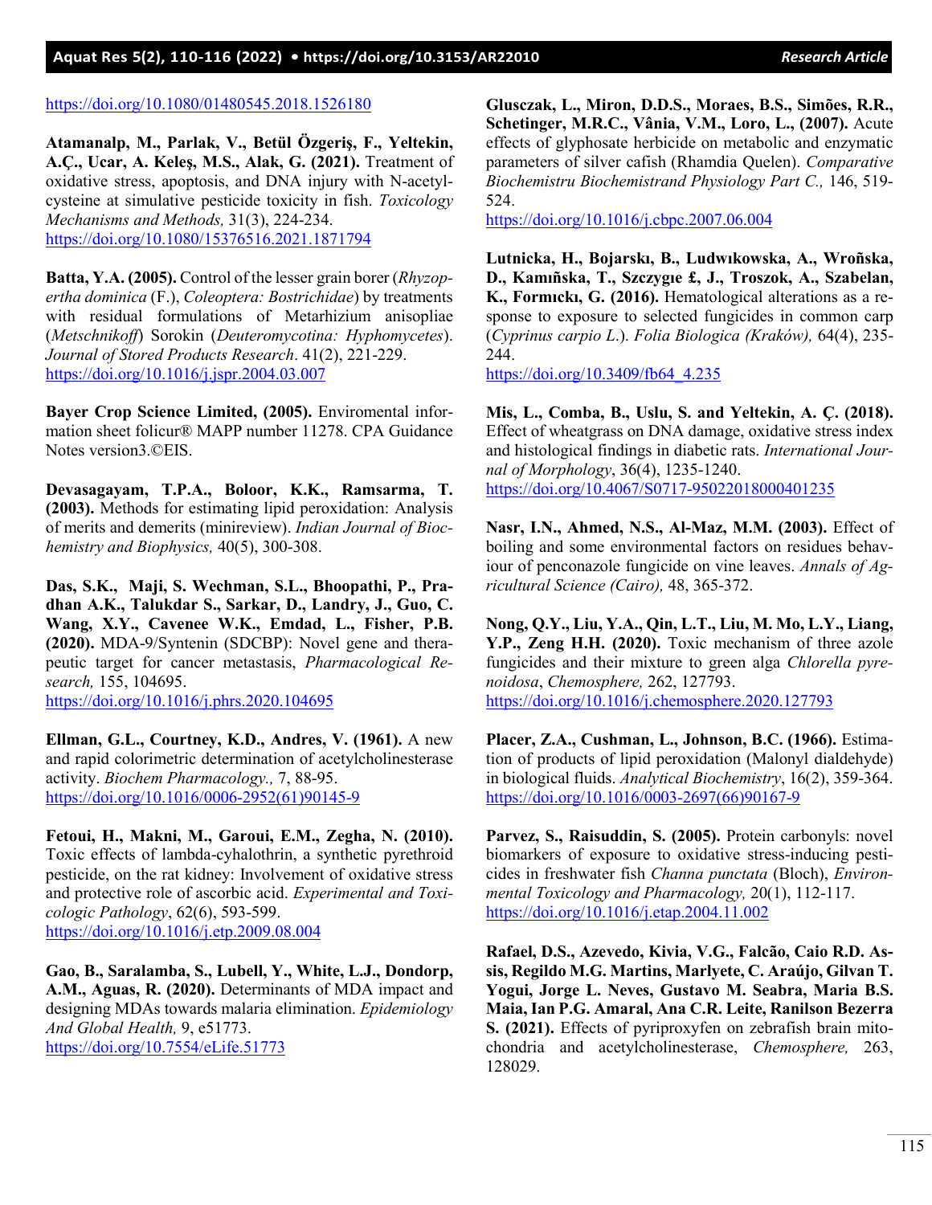https://doi.org/10.1080/01480545.2018.1526180

**Atamanalp, M., Parlak, V., Betül Özgeriş, F., Yeltekin, A.Ç., Ucar, A. Keleş, M.S., Alak, G. (2021).** Treatment of oxidative stress, apoptosis, and DNA injury with N-acetylcysteine at simulative pesticide toxicity in fish. *Toxicology Mechanisms and Methods,* 31(3), 224-234. https://doi.org/10.1080/15376516.2021.1871794

**Batta, Y.A. (2005).** Control of the lesser grain borer (*Rhyzopertha dominica* (F.), *Coleoptera: Bostrichidae*) by treatments with residual formulations of Metarhizium anisopliae (*Metschnikoff*) Sorokin (*Deuteromycotina: Hyphomycetes*). *Journal of Stored Products Research*. 41(2), 221-229. https://doi.org/10.1016/j.jspr.2004.03.007

**Bayer Crop Science Limited, (2005).** Enviromental information sheet folicur® MAPP number 11278. CPA Guidance Notes version3.©EIS.

**Devasagayam, T.P.A., Boloor, K.K., Ramsarma, T. (2003).** Methods for estimating lipid peroxidation: Analysis of merits and demerits (minireview). *Indian Journal of Biochemistry and Biophysics,* 40(5), 300-308.

**Das, S.K., Maji, S. Wechman, S.L., Bhoopathi, P., Pradhan A.K., Talukdar S., Sarkar, D., Landry, J., Guo, C. Wang, X.Y., Cavenee W.K., Emdad, L., Fisher, P.B. (2020).** MDA-9/Syntenin (SDCBP): Novel gene and therapeutic target for cancer metastasis, *Pharmacological Research,* 155, 104695. https://doi.org/10.1016/j.phrs.2020.104695

**Ellman, G.L., Courtney, K.D., Andres, V. (1961).** A new and rapid colorimetric determination of acetylcholinesterase activity. *Biochem Pharmacology.,* 7, 88-95. https://doi.org/10.1016/0006-2952(61)90145-9

**Fetoui, H., Makni, M., Garoui, E.M., Zegha, N. (2010).** Toxic effects of lambda-cyhalothrin, a synthetic pyrethroid pesticide, on the rat kidney: Involvement of oxidative stress and protective role of ascorbic acid. *Experimental and Toxicologic Pathology*, 62(6), 593-599. https://doi.org/10.1016/j.etp.2009.08.004

**Gao, B., Saralamba, S., Lubell, Y., White, L.J., Dondorp, A.M., Aguas, R. (2020).** Determinants of MDA impact and designing MDAs towards malaria elimination. *Epidemiology And Global Health,* 9, e51773. https://doi.org/10.7554/eLife.51773

**Glusczak, L., Miron, D.D.S., Moraes, B.S., Simões, R.R., Schetinger, M.R.C., Vânia, V.M., Loro, L., (2007).** Acute effects of glyphosate herbicide on metabolic and enzymatic parameters of silver cafish (Rhamdia Quelen). *Comparative Biochemistru Biochemistrand Physiology Part C.,* 146, 519-524. https://doi.org/10.1016/j.cbpc.2007.06.004

**Lutnicka, H., Bojarskı, B., Ludwıkowska, A., Wroñska, D., Kamıñska, T., Szczygıe £, J., Troszok, A., Szabelan, K., Formıckı, G. (2016).** Hematological alterations as a response to exposure to selected fungicides in common carp (*Cyprinus carpio L.*). *Folia Biologica (Kraków),* 64(4), 235-244. https://doi.org/10.3409/fb64_4.235

**Mis, L., Comba, B., Uslu, S. and Yeltekin, A. Ç. (2018).** Effect of wheatgrass on DNA damage, oxidative stress index and histological findings in diabetic rats. *International Journal of Morphology*, 36(4), 1235-1240. https://doi.org/10.4067/S0717-95022018000401235

**Nasr, I.N., Ahmed, N.S., Al-Maz, M.M. (2003).** Effect of boiling and some environmental factors on residues behaviour of penconazole fungicide on vine leaves. *Annals of Agricultural Science (Cairo),* 48, 365-372.

**Nong, Q.Y., Liu, Y.A., Qin, L.T., Liu, M. Mo, L.Y., Liang, Y.P., Zeng H.H. (2020).** Toxic mechanism of three azole fungicides and their mixture to green alga *Chlorella pyrenoidosa*, *Chemosphere,* 262, 127793. https://doi.org/10.1016/j.chemosphere.2020.127793

**Placer, Z.A., Cushman, L., Johnson, B.C. (1966).** Estimation of products of lipid peroxidation (Malonyl dialdehyde) in biological fluids. *Analytical Biochemistry*, 16(2), 359-364. https://doi.org/10.1016/0003-2697(66)90167-9

**Parvez, S., Raisuddin, S. (2005).** Protein carbonyls: novel biomarkers of exposure to oxidative stress-inducing pesticides in freshwater fish *Channa punctata* (Bloch), *Environmental Toxicology and Pharmacology,* 20(1), 112-117. https://doi.org/10.1016/j.etap.2004.11.002

**Rafael, D.S., Azevedo, Kivia, V.G., Falcão, Caio R.D. Assis, Regildo M.G. Martins, Marlyete, C. Araújo, Gilvan T. Yogui, Jorge L. Neves, Gustavo M. Seabra, Maria B.S. Maia, Ian P.G. Amaral, Ana C.R. Leite, Ranilson Bezerra S. (2021).** Effects of pyriproxyfen on zebrafish brain mitochondria and acetylcholinesterase, *Chemosphere,* 263, 128029.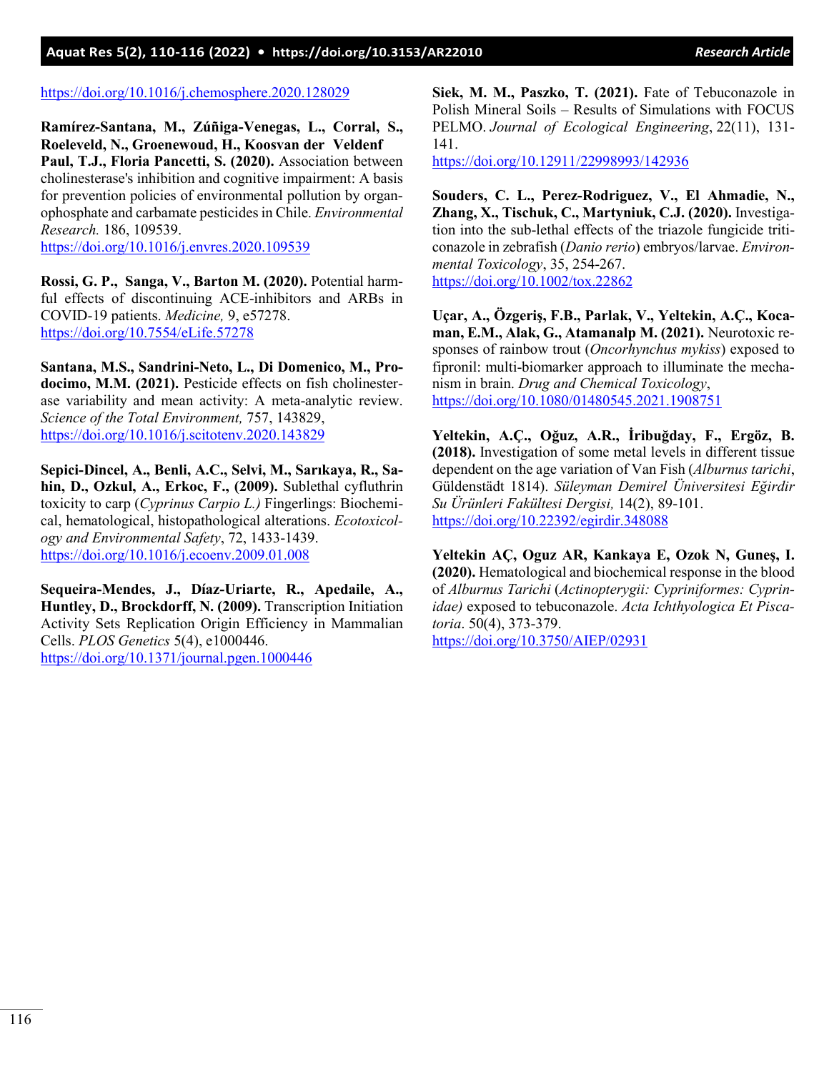https://doi.org/10.1016/j.chemosphere.2020.128029

**Ramírez-Santana, M., Zúñiga-Venegas, L., Corral, S., Roeleveld, N., Groenewoud, H., Koosvan der Veldenf Paul, T.J., Floria Pancetti, S. (2020).** Association between cholinesterase's inhibition and cognitive impairment: A basis for prevention policies of environmental pollution by organophosphate and carbamate pesticides in Chile. *Environmental Research.* 186, 109539.
https://doi.org/10.1016/j.envres.2020.109539

**Rossi, G. P., Sanga, V., Barton M. (2020).** Potential harmful effects of discontinuing ACE-inhibitors and ARBs in COVID-19 patients. *Medicine,* 9, e57278.
https://doi.org/10.7554/eLife.57278

**Santana, M.S., Sandrini-Neto, L., Di Domenico, M., Prodocimo, M.M. (2021).** Pesticide effects on fish cholinesterase variability and mean activity: A meta-analytic review. *Science of the Total Environment,* 757, 143829,
https://doi.org/10.1016/j.scitotenv.2020.143829

**Sepici-Dincel, A., Benli, A.C., Selvi, M., Sarıkaya, R., Sahin, D., Ozkul, A., Erkoc, F., (2009).** Sublethal cyfluthrin toxicity to carp (*Cyprinus Carpio L.)* Fingerlings: Biochemical, hematological, histopathological alterations. *Ecotoxicology and Environmental Safety*, 72, 1433-1439.
https://doi.org/10.1016/j.ecoenv.2009.01.008

**Sequeira-Mendes, J., Díaz-Uriarte, R., Apedaile, A., Huntley, D., Brockdorff, N. (2009).** Transcription Initiation Activity Sets Replication Origin Efficiency in Mammalian Cells. *PLOS Genetics* 5(4), e1000446.
https://doi.org/10.1371/journal.pgen.1000446

**Siek, M. M., Paszko, T. (2021).** Fate of Tebuconazole in Polish Mineral Soils – Results of Simulations with FOCUS PELMO. *Journal of Ecological Engineering*, 22(11), 131-141.
https://doi.org/10.12911/22998993/142936

**Souders, C. L., Perez-Rodriguez, V., El Ahmadie, N., Zhang, X., Tischuk, C., Martyniuk, C.J. (2020).** Investigation into the sub-lethal effects of the triazole fungicide triticonazole in zebrafish (*Danio rerio*) embryos/larvae. *Environmental Toxicology*, 35, 254-267.
https://doi.org/10.1002/tox.22862

**Uçar, A., Özgeriş, F.B., Parlak, V., Yeltekin, A.Ç., Kocaman, E.M., Alak, G., Atamanalp M. (2021).** Neurotoxic responses of rainbow trout (*Oncorhynchus mykiss*) exposed to fipronil: multi-biomarker approach to illuminate the mechanism in brain. *Drug and Chemical Toxicology*,
https://doi.org/10.1080/01480545.2021.1908751

**Yeltekin, A.Ç., Oğuz, A.R., İribuğday, F., Ergöz, B. (2018).** Investigation of some metal levels in different tissue dependent on the age variation of Van Fish (*Alburnus tarichi*, Güldenstädt 1814). *Süleyman Demirel Üniversitesi Eğirdir Su Ürünleri Fakültesi Dergisi,* 14(2), 89-101.
https://doi.org/10.22392/egirdir.348088

**Yeltekin AÇ, Oguz AR, Kankaya E, Ozok N, Guneş, I. (2020).** Hematological and biochemical response in the blood of *Alburnus Tarichi* (*Actinopterygii: Cypriniformes: Cyprinidae)* exposed to tebuconazole. *Acta Ichthyologica Et Piscatoria*. 50(4), 373-379.
https://doi.org/10.3750/AIEP/02931